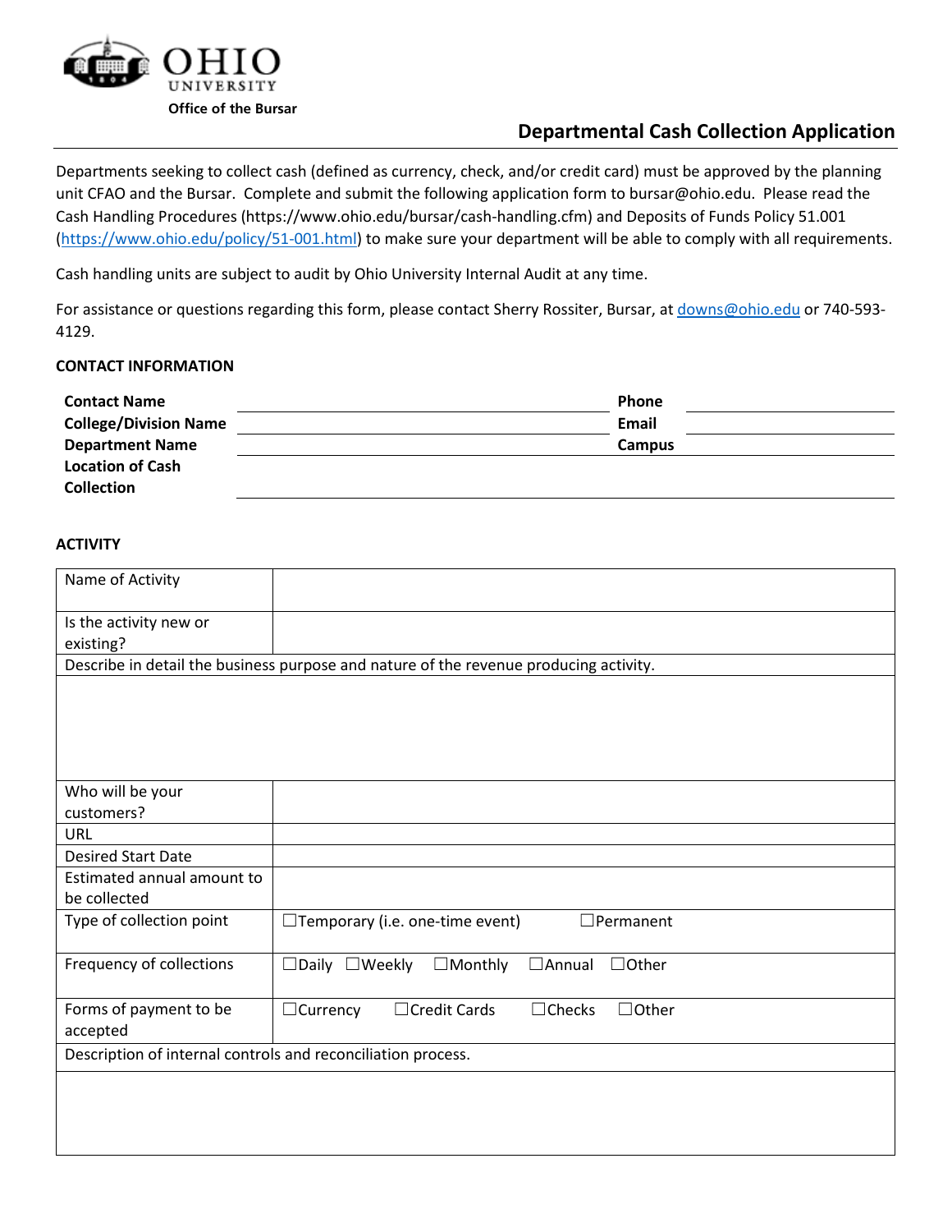OHIO UNIVERSITY

Office of the Bursar

# Departmental Cash Collection Application

Departments seeking to collect cash (defined as currency, check, and/or credit card) must be approved by the planning unit CFAO and the Bursar. Complete and submit the following application form to bursar@ohio.edu. Please read the Cash Handling Procedures (https://www.ohio.edu/bursar/cash-handling.cfm) and Deposits of Funds Policy 51.001 (https://www.ohio.edu/policy/51-001.html) to make sure your department will be able to comply with all requirements.

Cash handling units are subject to audit by Ohio University Internal Audit at any time.

For assistance or questions regarding this form, please contact Sherry Rossiter, Bursar, at downs@ohio.edu or 740-593-4129.

## CONTACT INFORMATION

| | | | |
|---|---|---|---|
| **Contact Name** | | **Phone** | |
| **College/Division Name** | | **Email** | |
| **Department Name** | | **Campus** | |
| **Location of Cash Collection** | | | |

## ACTIVITY

| | |
|---|---|
| Name of Activity | |
| Is the activity new or existing? | |
| Describe in detail the business purpose and nature of the revenue producing activity. | |
| | |
| Who will be your customers? | |
| URL | |
| Desired Start Date | |
| Estimated annual amount to be collected | |
| Type of collection point | ☐Temporary (i.e. one-time event) ☐Permanent |
| Frequency of collections | ☐Daily ☐Weekly ☐Monthly ☐Annual ☐Other |
| Forms of payment to be accepted | ☐Currency ☐Credit Cards ☐Checks ☐Other |
| Description of internal controls and reconciliation process. | |
| | |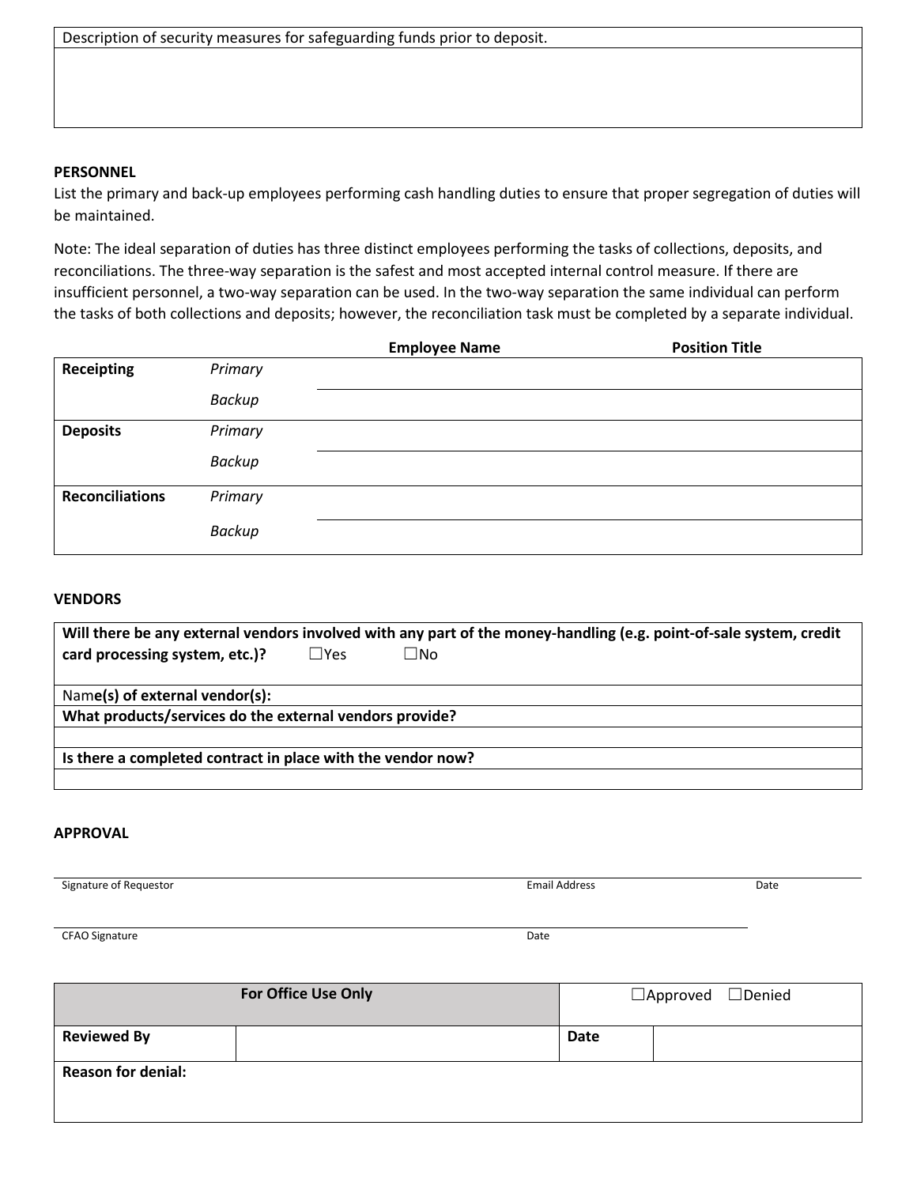| Description of security measures for safeguarding funds prior to deposit. |
| --- |
| |

**PERSONNEL**

List the primary and back-up employees performing cash handling duties to ensure that proper segregation of duties will be maintained.

Note: The ideal separation of duties has three distinct employees performing the tasks of collections, deposits, and reconciliations. The three-way separation is the safest and most accepted internal control measure. If there are insufficient personnel, a two-way separation can be used. In the two-way separation the same individual can perform the tasks of both collections and deposits; however, the reconciliation task must be completed by a separate individual.

| | | Employee Name | Position Title |
| --- | --- | --- | --- |
| **Receipting** | *Primary* | | |
| | *Backup* | | |
| **Deposits** | *Primary* | | |
| | *Backup* | | |
| **Reconciliations** | *Primary* | | |
| | *Backup* | | |

**VENDORS**

| **Will there be any external vendors involved with any part of the money-handling (e.g. point-of-sale system, credit card processing system, etc.)?** ☐Yes ☐No |
| --- |
| Nam**e(s) of external vendor(s):** |
| **What products/services do the external vendors provide?** |
| |
| **Is there a completed contract in place with the vendor now?** |
| |

**APPROVAL**

Signature of Requestor Email Address Date

CFAO Signature Date

| For Office Use Only | | ☐Approved ☐Denied | |
| --- | --- | --- | --- |
| **Reviewed By** | | **Date** | |
| **Reason for denial:** | | | |